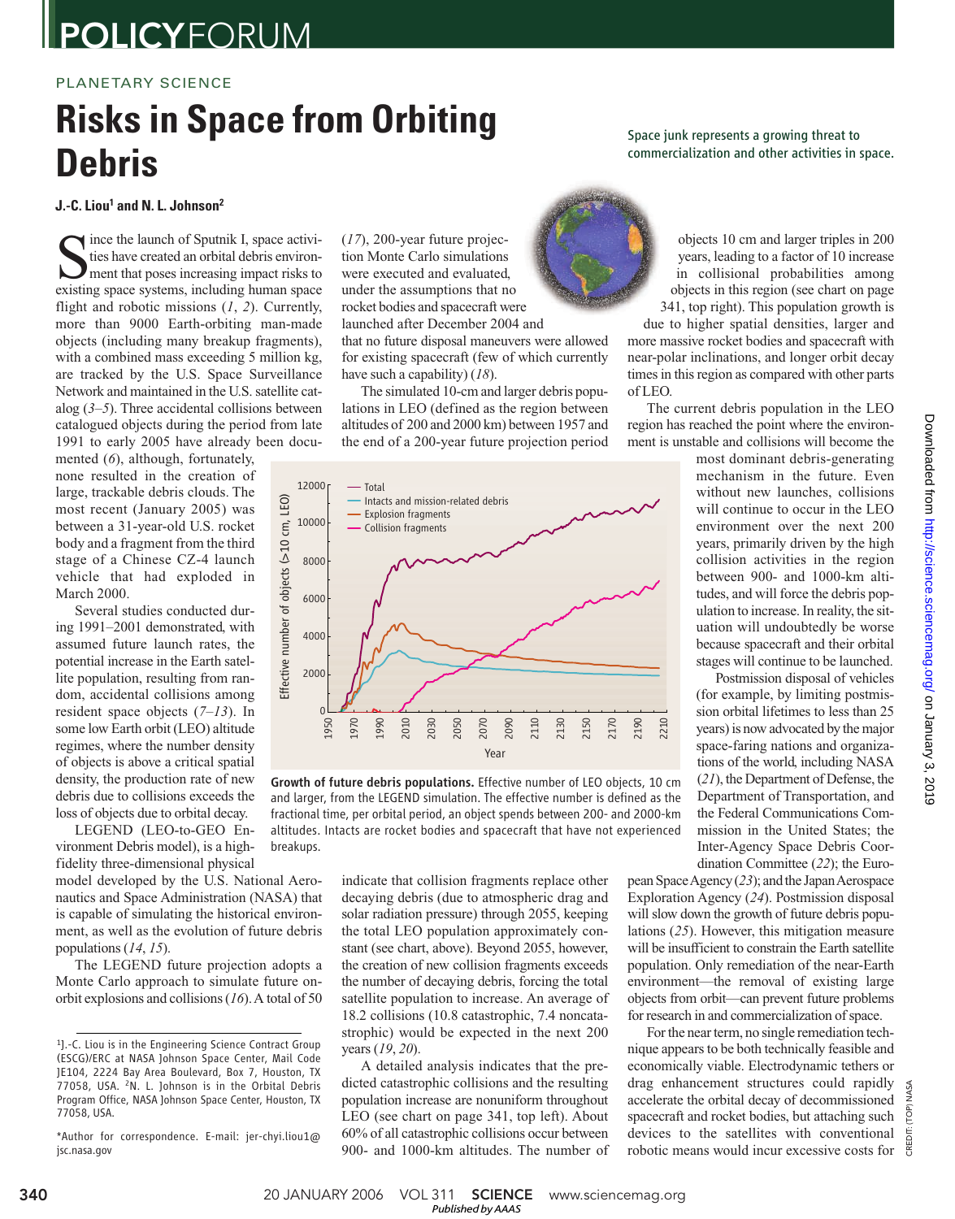POLICY FORUM

PLANETARY SCIENCE

# Risks in Space from Orbiting Debris

Space junk represents a growing threat to commercialization and other activities in space.

**J.-C. Liou[1] and N. L. Johnson[2]**

Since the launch of Sputnik I, space activities have created an orbital debris environment that poses increasing impact risks to existing space systems, including human space flight and robotic missions (*1*, *2*). Currently, more than 9000 Earth-orbiting man-made objects (including many breakup fragments), with a combined mass exceeding 5 million kg, are tracked by the U.S. Space Surveillance Network and maintained in the U.S. satellite catalog (*3*–*5*). Three accidental collisions between catalogued objects during the period from late 1991 to early 2005 have already been documented (*6*), although, fortunately, none resulted in the creation of large, trackable debris clouds. The most recent (January 2005) was between a 31-year-old U.S. rocket body and a fragment from the third stage of a Chinese CZ-4 launch vehicle that had exploded in March 2000.

Several studies conducted during 1991–2001 demonstrated, with assumed future launch rates, the potential increase in the Earth satellite population, resulting from random, accidental collisions among resident space objects (*7*–*13*). In some low Earth orbit (LEO) altitude regimes, where the number density of objects is above a critical spatial density, the production rate of new debris due to collisions exceeds the loss of objects due to orbital decay.

LEGEND (LEO-to-GEO Environment Debris model), is a high-fidelity three-dimensional physical model developed by the U.S. National Aeronautics and Space Administration (NASA) that is capable of simulating the historical environment, as well as the evolution of future debris populations (*14*, *15*).

The LEGEND future projection adopts a Monte Carlo approach to simulate future on-orbit explosions and collisions (*16*). A total of 50 (*17*), 200-year future projection Monte Carlo simulations were executed and evaluated, under the assumptions that no rocket bodies and spacecraft were launched after December 2004 and that no future disposal maneuvers were allowed for existing spacecraft (few of which currently have such a capability) (*18*).

The simulated 10-cm and larger debris populations in LEO (defined as the region between altitudes of 200 and 2000 km) between 1957 and the end of a 200-year future projection period indicate that collision fragments replace other decaying debris (due to atmospheric drag and solar radiation pressure) through 2055, keeping the total LEO population approximately constant (see chart, above). Beyond 2055, however, the creation of new collision fragments exceeds the number of decaying debris, forcing the total satellite population to increase. An average of 18.2 collisions (10.8 catastrophic, 7.4 noncatastrophic) would be expected in the next 200 years (*19*, *20*).

**Growth of future debris populations.** Effective number of LEO objects, 10 cm and larger, from the LEGEND simulation. The effective number is defined as the fractional time, per orbital period, an object spends between 200- and 2000-km altitudes. Intacts are rocket bodies and spacecraft that have not experienced breakups.

A detailed analysis indicates that the predicted catastrophic collisions and the resulting population increase are nonuniform throughout LEO (see chart on page 341, top left). About 60% of all catastrophic collisions occur between 900- and 1000-km altitudes. The number of objects 10 cm and larger triples in 200 years, leading to a factor of 10 increase in collisional probabilities among objects in this region (see chart on page 341, top right). This population growth is due to higher spatial densities, larger and more massive rocket bodies and spacecraft with near-polar inclinations, and longer orbit decay times in this region as compared with other parts of LEO.

The current debris population in the LEO region has reached the point where the environment is unstable and collisions will become the most dominant debris-generating mechanism in the future. Even without new launches, collisions will continue to occur in the LEO environment over the next 200 years, primarily driven by the high collision activities in the region between 900- and 1000-km altitudes, and will force the debris population to increase. In reality, the situation will undoubtedly be worse because spacecraft and their orbital stages will continue to be launched.

Postmission disposal of vehicles (for example, by limiting postmission orbital lifetimes to less than 25 years) is now advocated by the major space-faring nations and organizations of the world, including NASA (*21*), the Department of Defense, the Department of Transportation, and the Federal Communications Commission in the United States; the Inter-Agency Space Debris Coordination Committee (*22*); the European Space Agency (*23*); and the Japan Aerospace Exploration Agency (*24*). Postmission disposal will slow down the growth of future debris populations (*25*). However, this mitigation measure will be insufficient to constrain the Earth satellite population. Only remediation of the near-Earth environment—the removal of existing large objects from orbit—can prevent future problems for research in and commercialization of space.

For the near term, no single remediation technique appears to be both technically feasible and economically viable. Electrodynamic tethers or drag enhancement structures could rapidly accelerate the orbital decay of decommissioned spacecraft and rocket bodies, but attaching such devices to the satellites with conventional robotic means would incur excessive costs for

---

[1]J.-C. Liou is in the Engineering Science Contract Group (ESCG)/ERC at NASA Johnson Space Center, Mail Code JE104, 2224 Bay Area Boulevard, Box 7, Houston, TX 77058, USA. [2]N. L. Johnson is in the Orbital Debris Program Office, NASA Johnson Space Center, Houston, TX 77058, USA.

*Author for correspondence. E-mail: jer-chyi.liou1@jsc.nasa.gov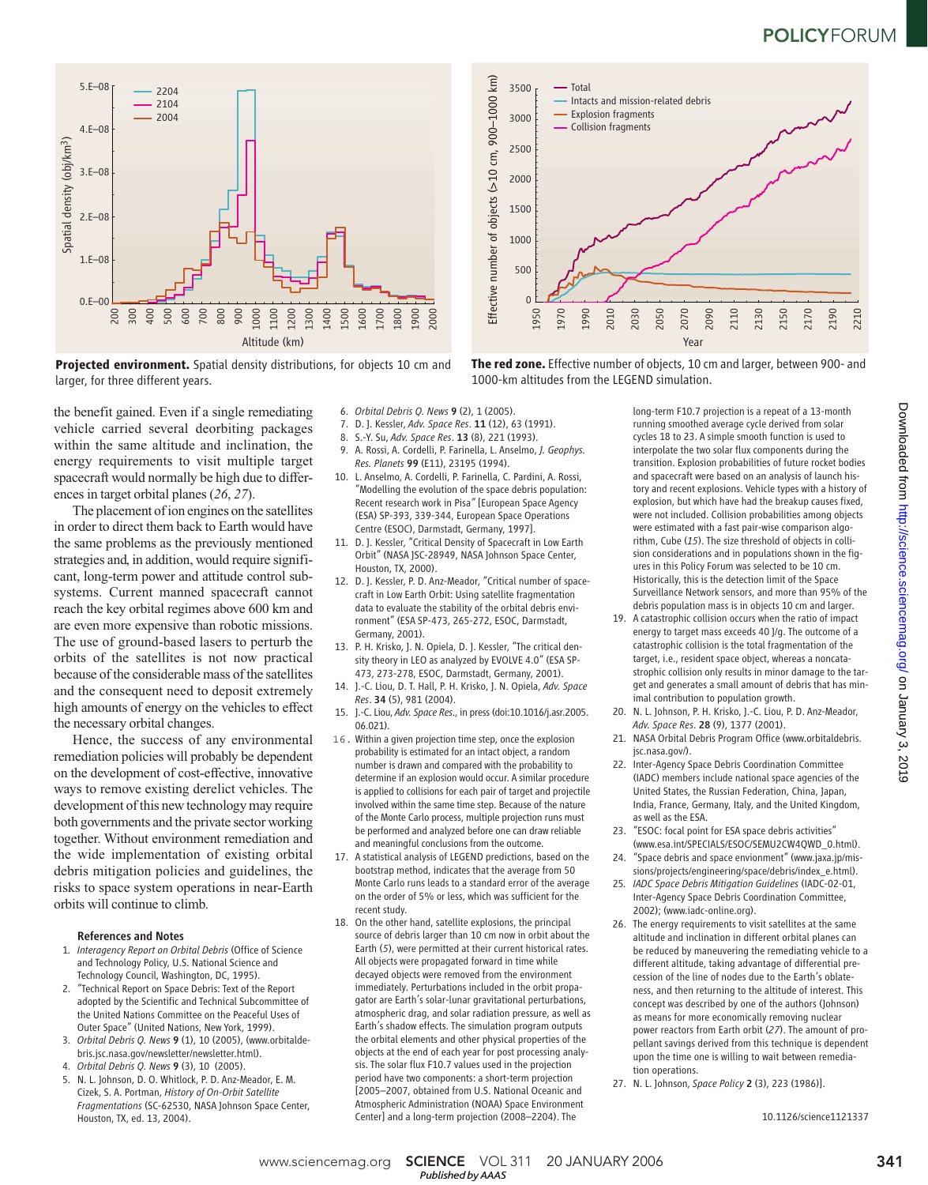**Projected environment.** Spatial density distributions, for objects 10 cm and larger, for three different years.

**The red zone.** Effective number of objects, 10 cm and larger, between 900- and 1000-km altitudes from the LEGEND simulation.

the benefit gained. Even if a single remediating vehicle carried several deorbiting packages within the same altitude and inclination, the energy requirements to visit multiple target spacecraft would normally be high due to differences in target orbital planes (*26*, *27*).

The placement of ion engines on the satellites in order to direct them back to Earth would have the same problems as the previously mentioned strategies and, in addition, would require significant, long-term power and attitude control subsystems. Current manned spacecraft cannot reach the key orbital regimes above 600 km and are even more expensive than robotic missions. The use of ground-based lasers to perturb the orbits of the satellites is not now practical because of the considerable mass of the satellites and the consequent need to deposit extremely high amounts of energy on the vehicles to effect the necessary orbital changes.

Hence, the success of any environmental remediation policies will probably be dependent on the development of cost-effective, innovative ways to remove existing derelict vehicles. The development of this new technology may require both governments and the private sector working together. Without environment remediation and the wide implementation of existing orbital debris mitigation policies and guidelines, the risks to space system operations in near-Earth orbits will continue to climb.

### References and Notes

1. *Interagency Report on Orbital Debris* (Office of Science and Technology Policy, U.S. National Science and Technology Council, Washington, DC, 1995).
2. "Technical Report on Space Debris: Text of the Report adopted by the Scientific and Technical Subcommittee of the United Nations Committee on the Peaceful Uses of Outer Space" (United Nations, New York, 1999).
3. *Orbital Debris Q. News* **9** (1), 10 (2005), (www.orbitaldebris.jsc.nasa.gov/newsletter/newsletter.html).
4. *Orbital Debris Q. News* **9** (3), 10 (2005).
5. N. L. Johnson, D. O. Whitlock, P. D. Anz-Meador, E. M. Cizek, S. A. Portman, *History of On-Orbit Satellite Fragmentations* (SC-62530, NASA Johnson Space Center, Houston, TX, ed. 13, 2004).
6. *Orbital Debris Q. News* **9** (2), 1 (2005).
7. D. J. Kessler, *Adv. Space Res.* **11** (12), 63 (1991).
8. S.-Y. Su, *Adv. Space Res.* **13** (8), 221 (1993).
9. A. Rossi, A. Cordelli, P. Farinella, L. Anselmo, *J. Geophys. Res. Planets* **99** (E11), 23195 (1994).
10. L. Anselmo, A. Cordelli, P. Farinella, C. Pardini, A. Rossi, "Modelling the evolution of the space debris population: Recent research work in Pisa" [European Space Agency (ESA) SP-393, 339-344, European Space Operations Centre (ESOC), Darmstadt, Germany, 1997].
11. D. J. Kessler, "Critical Density of Spacecraft in Low Earth Orbit" (NASA JSC-28949, NASA Johnson Space Center, Houston, TX, 2000).
12. D. J. Kessler, P. D. Anz-Meador, "Critical number of spacecraft in Low Earth Orbit: Using satellite fragmentation data to evaluate the stability of the orbital debris environment" (ESA SP-473, 265-272, ESOC, Darmstadt, Germany, 2001).
13. P. H. Krisko, J. N. Opiela, D. J. Kessler, "The critical density theory in LEO as analyzed by EVOLVE 4.0" (ESA SP-473, 273-278, ESOC, Darmstadt, Germany, 2001).
14. J.-C. Liou, D. T. Hall, P. H. Krisko, J. N. Opiela, *Adv. Space Res.* **34** (5), 981 (2004).
15. J.-C. Liou, *Adv. Space Res.*, in press (doi:10.1016/j.asr.2005.06.021).
16. Within a given projection time step, once the explosion probability is estimated for an intact object, a random number is drawn and compared with the probability to determine if an explosion would occur. A similar procedure is applied to collisions for each pair of target and projectile involved within the same time step. Because of the nature of the Monte Carlo process, multiple projection runs must be performed and analyzed before one can draw reliable and meaningful conclusions from the outcome.
17. A statistical analysis of LEGEND predictions, based on the bootstrap method, indicates that the average from 50 Monte Carlo runs leads to a standard error of the average on the order of 5% or less, which was sufficient for the recent study.
18. On the other hand, satellite explosions, the principal source of debris larger than 10 cm now in orbit about the Earth (*5*), were permitted at their current historical rates. All objects were propagated forward in time while decayed objects were removed from the environment immediately. Perturbations included in the orbit propagator are Earth's solar-lunar gravitational perturbations, atmospheric drag, and solar radiation pressure, as well as Earth's shadow effects. The simulation program outputs the orbital elements and other physical properties of the objects at the end of each year for post processing analysis. The solar flux F10.7 values used in the projection period have two components: a short-term projection [2005–2007, obtained from U.S. National Oceanic and Atmospheric Administration (NOAA) Space Environment Center] and a long-term projection (2008–2204). The long-term F10.7 projection is a repeat of a 13-month running smoothed average cycle derived from solar cycles 18 to 23. A simple smooth function is used to interpolate the two solar flux components during the transition. Explosion probabilities of future rocket bodies and spacecraft were based on an analysis of launch history and recent explosions. Vehicle types with a history of explosion, but which have had the breakup causes fixed, were not included. Collision probabilities among objects were estimated with a fast pair-wise comparison algorithm, Cube (*15*). The size threshold of objects in collision considerations and in populations shown in the figures in this Policy Forum was selected to be 10 cm. Historically, this is the detection limit of the Space Surveillance Network sensors, and more than 95% of the debris population mass is in objects 10 cm and larger.
19. A catastrophic collision occurs when the ratio of impact energy to target mass exceeds 40 J/g. The outcome of a catastrophic collision is the total fragmentation of the target, i.e., resident space object, whereas a noncatastrophic collision only results in minor damage to the target and generates a small amount of debris that has minimal contribution to population growth.
20. N. L. Johnson, P. H. Krisko, J.-C. Liou, P. D. Anz-Meador, *Adv. Space Res.* **28** (9), 1377 (2001).
21. NASA Orbital Debris Program Office (www.orbitaldebris.jsc.nasa.gov/).
22. Inter-Agency Space Debris Coordination Committee (IADC) members include national space agencies of the United States, the Russian Federation, China, Japan, India, France, Germany, Italy, and the United Kingdom, as well as the ESA.
23. "ESOC: focal point for ESA space debris activities" (www.esa.int/SPECIALS/ESOC/SEMU2CW4QWD_0.html).
24. "Space debris and space envionment" (www.jaxa.jp/missions/projects/engineering/space/debris/index_e.html).
25. *IADC Space Debris Mitigation Guidelines* (IADC-02-01, Inter-Agency Space Debris Coordination Committee, 2002); (www.iadc-online.org).
26. The energy requirements to visit satellites at the same altitude and inclination in different orbital planes can be reduced by maneuvering the remediating vehicle to a different altitude, taking advantage of differential precession of the line of nodes due to the Earth's oblateness, and then returning to the altitude of interest. This concept was described by one of the authors (Johnson) as means for more economically removing nuclear power reactors from Earth orbit (*27*). The amount of propellant savings derived from this technique is dependent upon the time one is willing to wait between remediation operations.
27. N. L. Johnson, *Space Policy* **2** (3), 223 (1986)].

10.1126/science1121337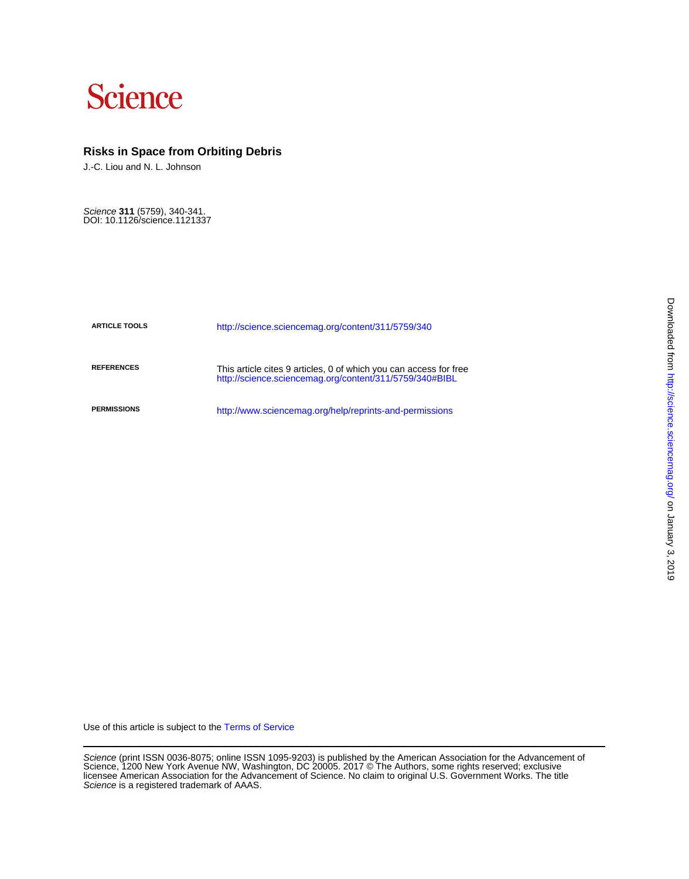# Science

## Risks in Space from Orbiting Debris

J.-C. Liou and N. L. Johnson

*Science* **311** (5759), 340-341.
DOI: 10.1126/science.1121337

| | |
|---|---|
| **ARTICLE TOOLS** | http://science.sciencemag.org/content/311/5759/340 |
| **REFERENCES** | This article cites 9 articles, 0 of which you can access for free http://science.sciencemag.org/content/311/5759/340#BIBL |
| **PERMISSIONS** | http://www.sciencemag.org/help/reprints-and-permissions |

Use of this article is subject to the Terms of Service

*Science* (print ISSN 0036-8075; online ISSN 1095-9203) is published by the American Association for the Advancement of Science, 1200 New York Avenue NW, Washington, DC 20005. 2017 © The Authors, some rights reserved; exclusive licensee American Association for the Advancement of Science. No claim to original U.S. Government Works. The title *Science* is a registered trademark of AAAS.

Downloaded from http://science.sciencemag.org/ on January 3, 2019